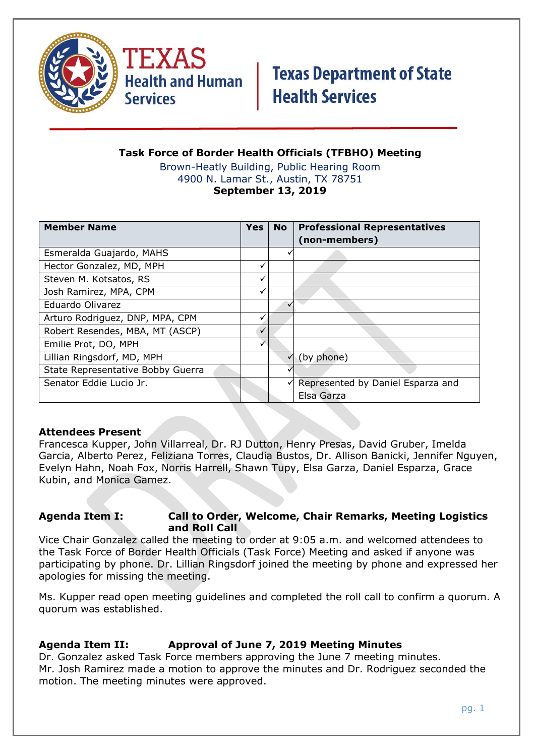**Texas Health and Human Services** | **Texas Department of State Health Services**

# Task Force of Border Health Officials (TFBHO) Meeting

Brown-Heatly Building, Public Hearing Room
4900 N. Lamar St., Austin, TX 78751
**September 13, 2019**

| Member Name | Yes | No | Professional Representatives (non-members) |
|---|---|---|---|
| Esmeralda Guajardo, MAHS | | ✓ | |
| Hector Gonzalez, MD, MPH | ✓ | | |
| Steven M. Kotsatos, RS | ✓ | | |
| Josh Ramirez, MPA, CPM | ✓ | | |
| Eduardo Olivarez | | ✓ | |
| Arturo Rodriguez, DNP, MPA, CPM | ✓ | | |
| Robert Resendes, MBA, MT (ASCP) | ✓ | | |
| Emilie Prot, DO, MPH | ✓ | | |
| Lillian Ringsdorf, MD, MPH | | ✓ | (by phone) |
| State Representative Bobby Guerra | | ✓ | |
| Senator Eddie Lucio Jr. | | ✓ | Represented by Daniel Esparza and Elsa Garza |

**Attendees Present**
Francesca Kupper, John Villarreal, Dr. RJ Dutton, Henry Presas, David Gruber, Imelda Garcia, Alberto Perez, Feliziana Torres, Claudia Bustos, Dr. Allison Banicki, Jennifer Nguyen, Evelyn Hahn, Noah Fox, Norris Harrell, Shawn Tupy, Elsa Garza, Daniel Esparza, Grace Kubin, and Monica Gamez.

**Agenda Item I: Call to Order, Welcome, Chair Remarks, Meeting Logistics and Roll Call**
Vice Chair Gonzalez called the meeting to order at 9:05 a.m. and welcomed attendees to the Task Force of Border Health Officials (Task Force) Meeting and asked if anyone was participating by phone. Dr. Lillian Ringsdorf joined the meeting by phone and expressed her apologies for missing the meeting.

Ms. Kupper read open meeting guidelines and completed the roll call to confirm a quorum. A quorum was established.

**Agenda Item II: Approval of June 7, 2019 Meeting Minutes**
Dr. Gonzalez asked Task Force members approving the June 7 meeting minutes. Mr. Josh Ramirez made a motion to approve the minutes and Dr. Rodriguez seconded the motion. The meeting minutes were approved.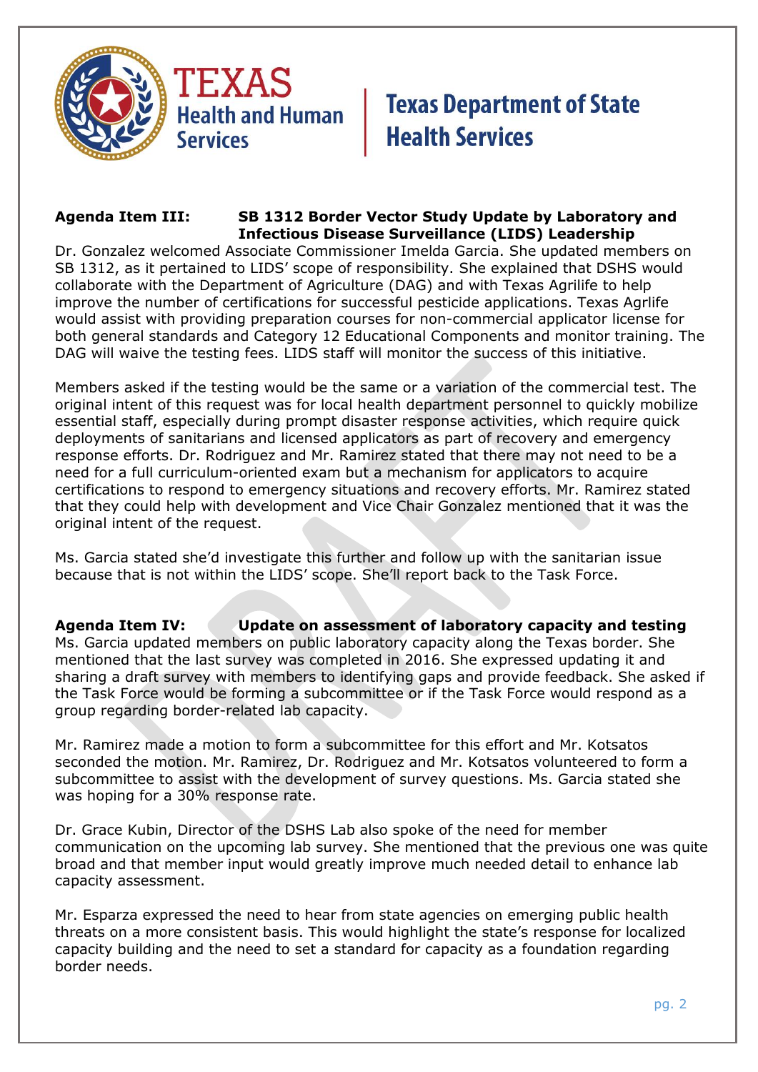**Agenda Item III: SB 1312 Border Vector Study Update by Laboratory and Infectious Disease Surveillance (LIDS) Leadership**

Dr. Gonzalez welcomed Associate Commissioner Imelda Garcia. She updated members on SB 1312, as it pertained to LIDS' scope of responsibility. She explained that DSHS would collaborate with the Department of Agriculture (DAG) and with Texas Agrilife to help improve the number of certifications for successful pesticide applications. Texas Agrlife would assist with providing preparation courses for non-commercial applicator license for both general standards and Category 12 Educational Components and monitor training. The DAG will waive the testing fees. LIDS staff will monitor the success of this initiative.

Members asked if the testing would be the same or a variation of the commercial test. The original intent of this request was for local health department personnel to quickly mobilize essential staff, especially during prompt disaster response activities, which require quick deployments of sanitarians and licensed applicators as part of recovery and emergency response efforts. Dr. Rodriguez and Mr. Ramirez stated that there may not need to be a need for a full curriculum-oriented exam but a mechanism for applicators to acquire certifications to respond to emergency situations and recovery efforts. Mr. Ramirez stated that they could help with development and Vice Chair Gonzalez mentioned that it was the original intent of the request.

Ms. Garcia stated she'd investigate this further and follow up with the sanitarian issue because that is not within the LIDS' scope. She'll report back to the Task Force.

**Agenda Item IV: Update on assessment of laboratory capacity and testing**

Ms. Garcia updated members on public laboratory capacity along the Texas border. She mentioned that the last survey was completed in 2016. She expressed updating it and sharing a draft survey with members to identifying gaps and provide feedback. She asked if the Task Force would be forming a subcommittee or if the Task Force would respond as a group regarding border-related lab capacity.

Mr. Ramirez made a motion to form a subcommittee for this effort and Mr. Kotsatos seconded the motion. Mr. Ramirez, Dr. Rodriguez and Mr. Kotsatos volunteered to form a subcommittee to assist with the development of survey questions. Ms. Garcia stated she was hoping for a 30% response rate.

Dr. Grace Kubin, Director of the DSHS Lab also spoke of the need for member communication on the upcoming lab survey. She mentioned that the previous one was quite broad and that member input would greatly improve much needed detail to enhance lab capacity assessment.

Mr. Esparza expressed the need to hear from state agencies on emerging public health threats on a more consistent basis. This would highlight the state's response for localized capacity building and the need to set a standard for capacity as a foundation regarding border needs.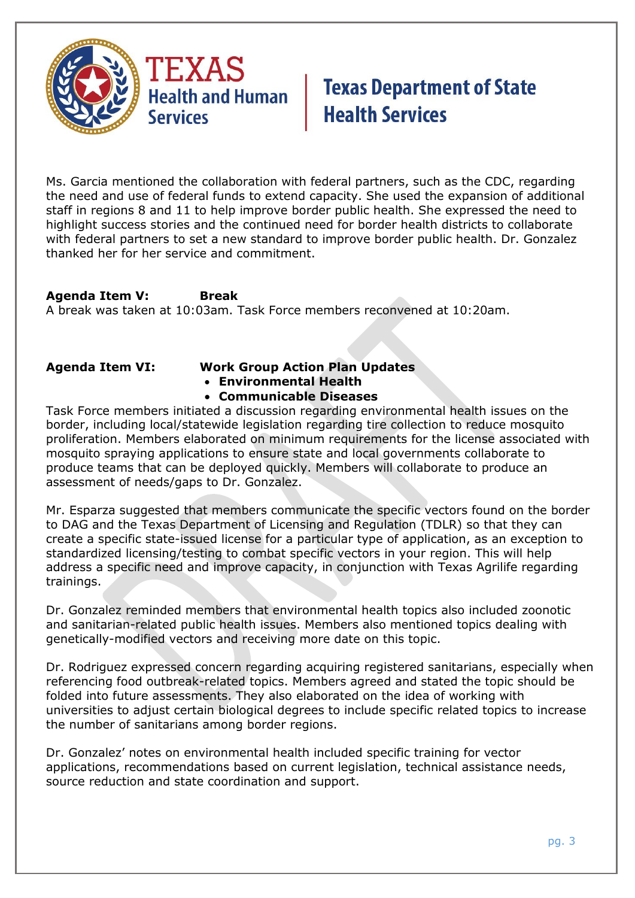Ms. Garcia mentioned the collaboration with federal partners, such as the CDC, regarding the need and use of federal funds to extend capacity. She used the expansion of additional staff in regions 8 and 11 to help improve border public health. She expressed the need to highlight success stories and the continued need for border health districts to collaborate with federal partners to set a new standard to improve border public health. Dr. Gonzalez thanked her for her service and commitment.

**Agenda Item V: Break**

A break was taken at 10:03am. Task Force members reconvened at 10:20am.

**Agenda Item VI: Work Group Action Plan Updates**

- **Environmental Health**
- **Communicable Diseases**

Task Force members initiated a discussion regarding environmental health issues on the border, including local/statewide legislation regarding tire collection to reduce mosquito proliferation. Members elaborated on minimum requirements for the license associated with mosquito spraying applications to ensure state and local governments collaborate to produce teams that can be deployed quickly. Members will collaborate to produce an assessment of needs/gaps to Dr. Gonzalez.

Mr. Esparza suggested that members communicate the specific vectors found on the border to DAG and the Texas Department of Licensing and Regulation (TDLR) so that they can create a specific state-issued license for a particular type of application, as an exception to standardized licensing/testing to combat specific vectors in your region. This will help address a specific need and improve capacity, in conjunction with Texas Agrilife regarding trainings.

Dr. Gonzalez reminded members that environmental health topics also included zoonotic and sanitarian-related public health issues. Members also mentioned topics dealing with genetically-modified vectors and receiving more date on this topic.

Dr. Rodriguez expressed concern regarding acquiring registered sanitarians, especially when referencing food outbreak-related topics. Members agreed and stated the topic should be folded into future assessments. They also elaborated on the idea of working with universities to adjust certain biological degrees to include specific related topics to increase the number of sanitarians among border regions.

Dr. Gonzalez' notes on environmental health included specific training for vector applications, recommendations based on current legislation, technical assistance needs, source reduction and state coordination and support.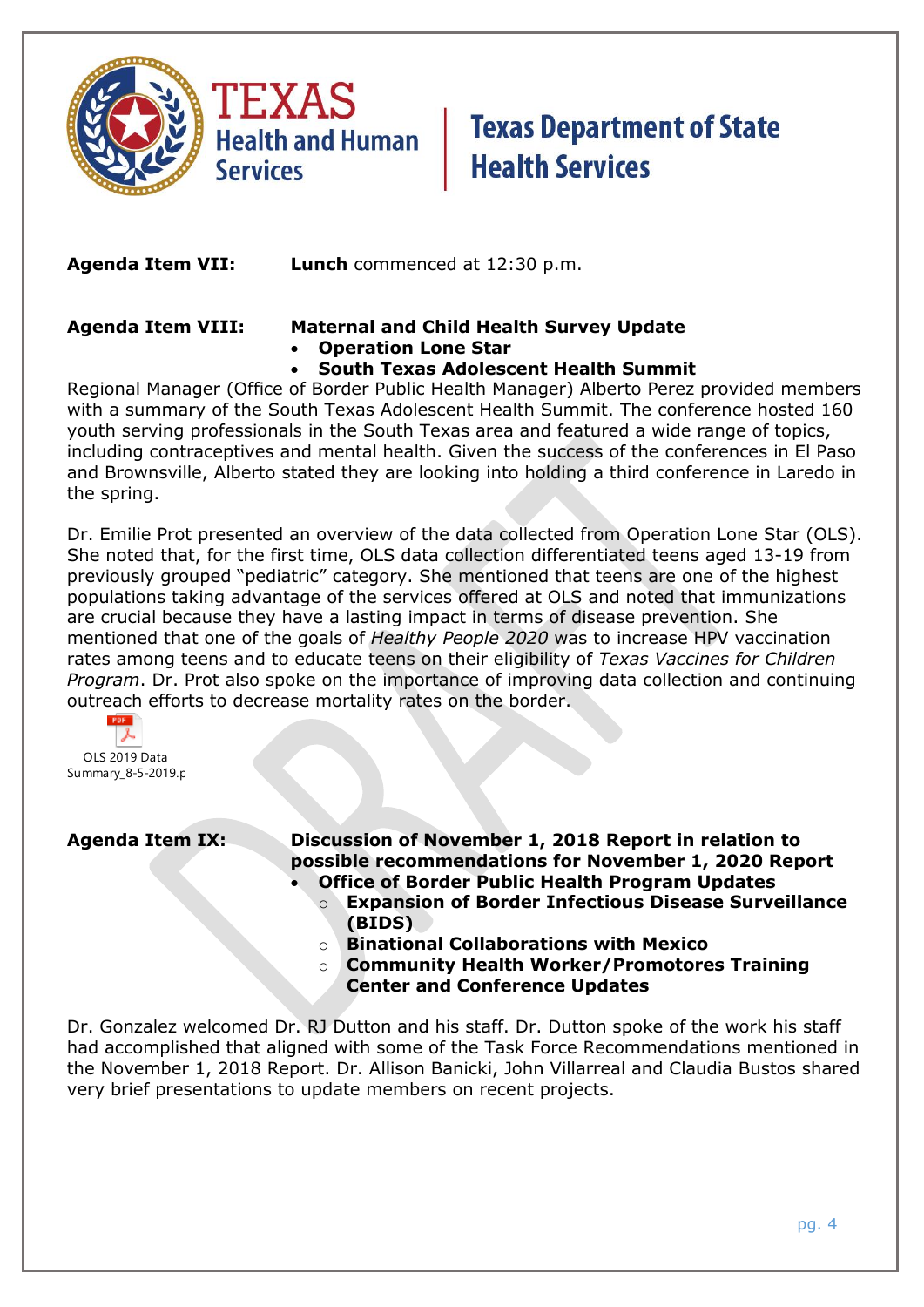**Agenda Item VII:** **Lunch** commenced at 12:30 p.m.

**Agenda Item VIII:** **Maternal and Child Health Survey Update**

- **Operation Lone Star**
- **South Texas Adolescent Health Summit**

Regional Manager (Office of Border Public Health Manager) Alberto Perez provided members with a summary of the South Texas Adolescent Health Summit. The conference hosted 160 youth serving professionals in the South Texas area and featured a wide range of topics, including contraceptives and mental health. Given the success of the conferences in El Paso and Brownsville, Alberto stated they are looking into holding a third conference in Laredo in the spring.

Dr. Emilie Prot presented an overview of the data collected from Operation Lone Star (OLS). She noted that, for the first time, OLS data collection differentiated teens aged 13-19 from previously grouped "pediatric" category. She mentioned that teens are one of the highest populations taking advantage of the services offered at OLS and noted that immunizations are crucial because they have a lasting impact in terms of disease prevention. She mentioned that one of the goals of *Healthy People 2020* was to increase HPV vaccination rates among teens and to educate teens on their eligibility of *Texas Vaccines for Children Program*. Dr. Prot also spoke on the importance of improving data collection and continuing outreach efforts to decrease mortality rates on the border.

OLS 2019 Data Summary_8-5-2019.p

**Agenda Item IX:** **Discussion of November 1, 2018 Report in relation to possible recommendations for November 1, 2020 Report**

- **Office of Border Public Health Program Updates**
  - **Expansion of Border Infectious Disease Surveillance (BIDS)**
  - **Binational Collaborations with Mexico**
  - **Community Health Worker/Promotores Training Center and Conference Updates**

Dr. Gonzalez welcomed Dr. RJ Dutton and his staff. Dr. Dutton spoke of the work his staff had accomplished that aligned with some of the Task Force Recommendations mentioned in the November 1, 2018 Report. Dr. Allison Banicki, John Villarreal and Claudia Bustos shared very brief presentations to update members on recent projects.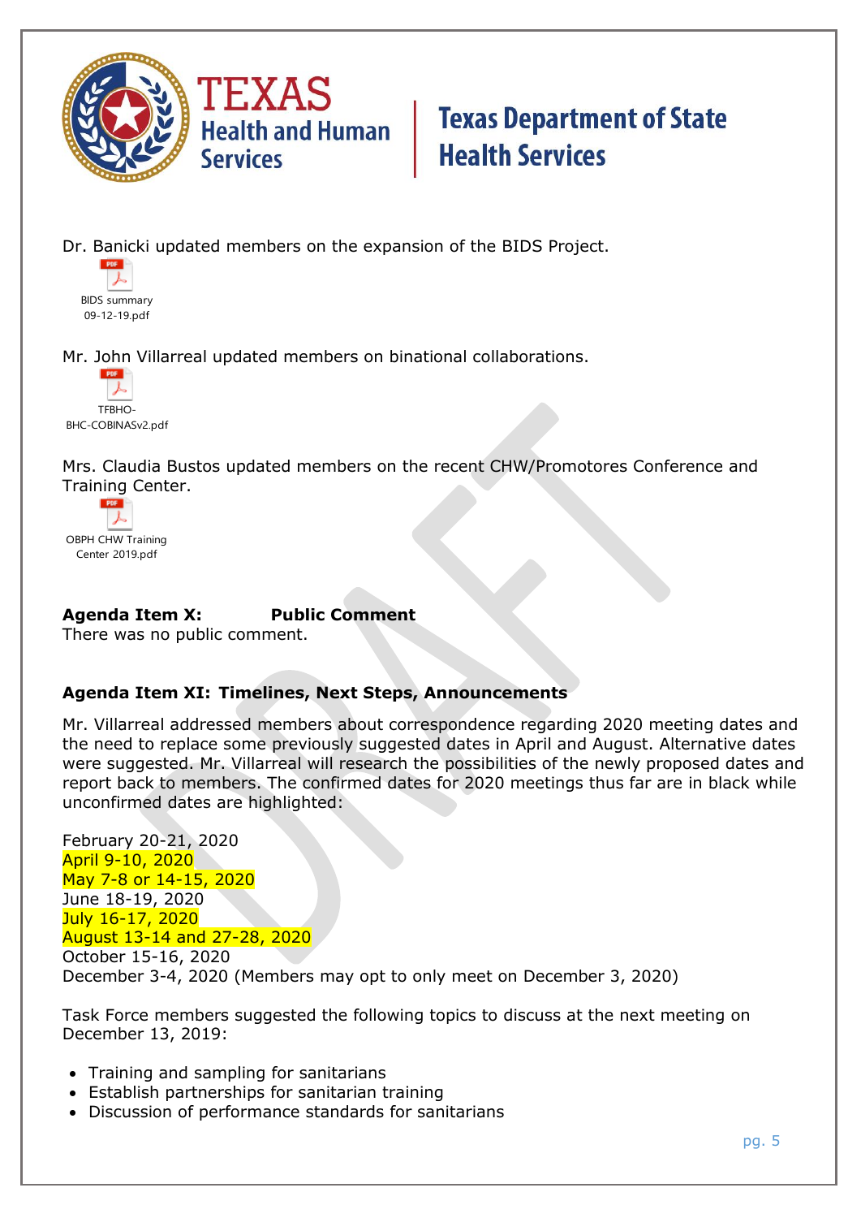Dr. Banicki updated members on the expansion of the BIDS Project.

BIDS summary 09-12-19.pdf

Mr. John Villarreal updated members on binational collaborations.

TFBHO-BHC-COBINASv2.pdf

Mrs. Claudia Bustos updated members on the recent CHW/Promotores Conference and Training Center.

OBPH CHW Training Center 2019.pdf

**Agenda Item X: Public Comment**

There was no public comment.

**Agenda Item XI: Timelines, Next Steps, Announcements**

Mr. Villarreal addressed members about correspondence regarding 2020 meeting dates and the need to replace some previously suggested dates in April and August. Alternative dates were suggested. Mr. Villarreal will research the possibilities of the newly proposed dates and report back to members. The confirmed dates for 2020 meetings thus far are in black while unconfirmed dates are highlighted:

February 20-21, 2020
April 9-10, 2020
May 7-8 or 14-15, 2020
June 18-19, 2020
July 16-17, 2020
August 13-14 and 27-28, 2020
October 15-16, 2020
December 3-4, 2020 (Members may opt to only meet on December 3, 2020)

Task Force members suggested the following topics to discuss at the next meeting on December 13, 2019:

- Training and sampling for sanitarians
- Establish partnerships for sanitarian training
- Discussion of performance standards for sanitarians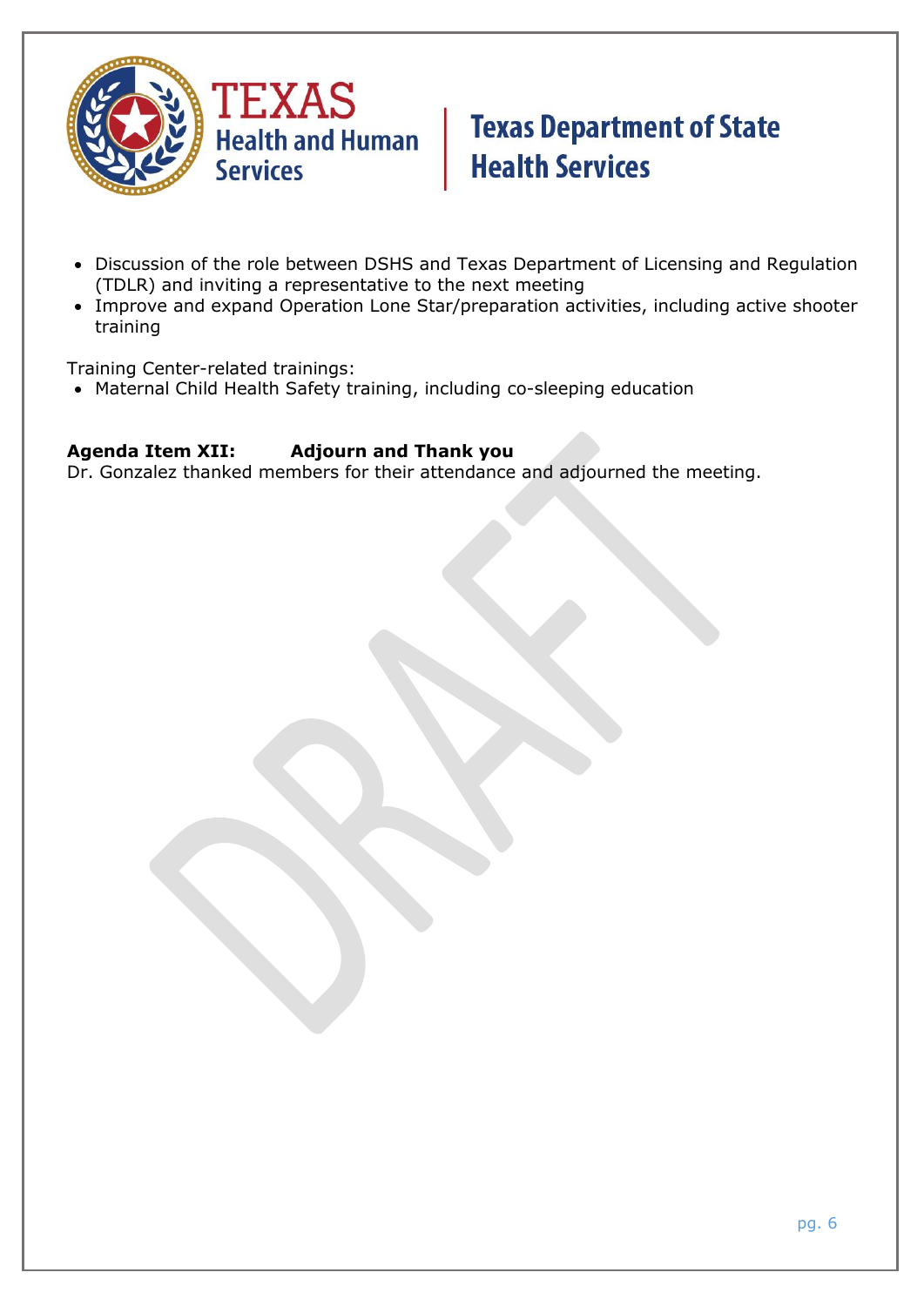- Discussion of the role between DSHS and Texas Department of Licensing and Regulation (TDLR) and inviting a representative to the next meeting
- Improve and expand Operation Lone Star/preparation activities, including active shooter training

Training Center-related trainings:

- Maternal Child Health Safety training, including co-sleeping education

**Agenda Item XII: Adjourn and Thank you**

Dr. Gonzalez thanked members for their attendance and adjourned the meeting.